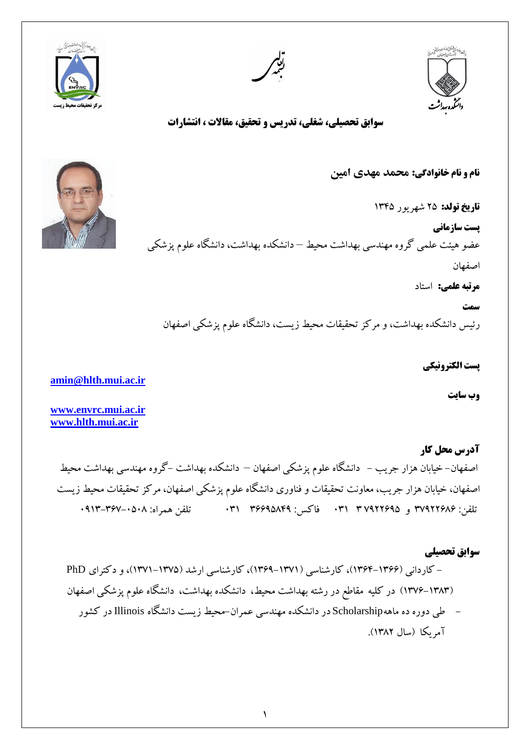بسمه تعالی

مرکز تحقیقات محیط زیست

دانشکده بهداشت

## سوابق تحصیلی، شغلی، تدریس و تحقیق، مقالات ، انتشارات

**نام و نام خانوادگی: محمد مهدی امین**

**تاریخ تولد:** ۲۵ شهریور ۱۳۴۵

**پست سازمانی**

عضو هیئت علمی گروه مهندسی بهداشت محیط – دانشکده بهداشت، دانشگاه علوم پزشکی اصفهان

**مرتبه علمی:** استاد

**سمت**

رئیس دانشکده بهداشت، و مرکز تحقیقات محیط زیست، دانشگاه علوم پزشکی اصفهان

**پست الکترونیکی**

amin@hlth.mui.ac.ir

**وب سایت**

www.envrc.mui.ac.ir
www.hlth.mui.ac.ir

### آدرس محل کار

اصفهان– خیابان هزار جریب – دانشگاه علوم پزشکی اصفهان – دانشکده بهداشت –گروه مهندسی بهداشت محیط

اصفهان، خیابان هزار جریب، معاونت تحقیقات و فناوری دانشگاه علوم پزشکی اصفهان، مرکز تحقیقات محیط زیست

تلفن: ۳۷۹۲۲۶۸۶ و ۳۷۹۲۲۶۹۵ ۰۳۱ فاکس: ۳۶۶۹۵۸۴۹ ۰۳۱ تلفن همراه: ۰۹۱۳-۳۶۷-۰۵۰۸

### سوابق تحصیلی

- کاردانی (۱۳۶۶-۱۳۶۴)، کارشناسی (۱۳۷۱-۱۳۶۹)، کارشناسی ارشد (۱۳۷۵-۱۳۷۱)، و دکترای PhD (۱۳۸۳-۱۳۷۶) در کلیه مقاطع در رشته بهداشت محیط، دانشکده بهداشت، دانشگاه علوم پزشکی اصفهان
- طی دوره ده ماهه Scholarship در دانشکده مهندسی عمران-محیط زیست دانشگاه Illinois در کشور آمریکا (سال ۱۳۸۲).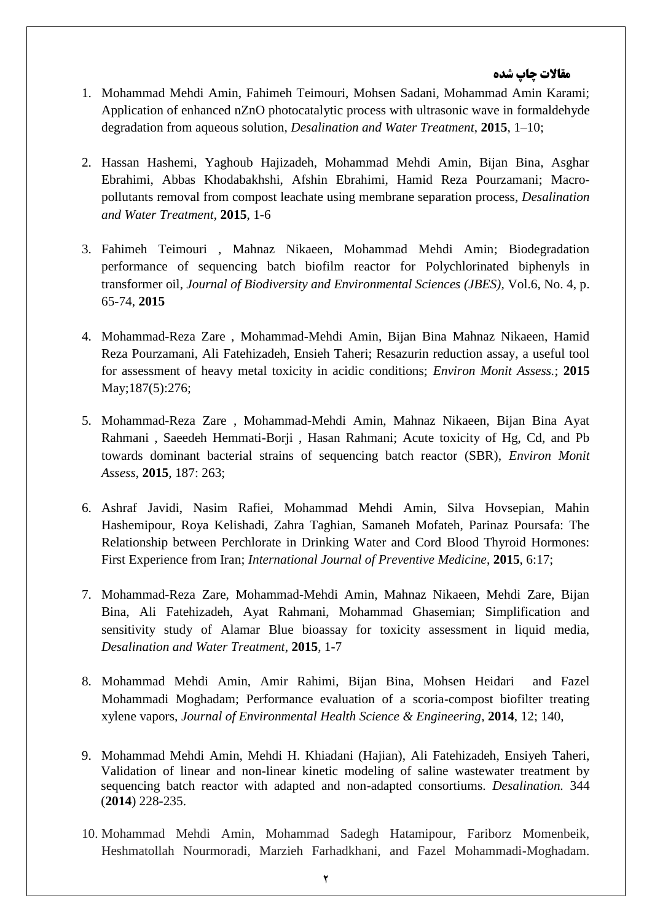### مقالات چاپ شده

1. Mohammad Mehdi Amin, Fahimeh Teimouri, Mohsen Sadani, Mohammad Amin Karami; Application of enhanced nZnO photocatalytic process with ultrasonic wave in formaldehyde degradation from aqueous solution, *Desalination and Water Treatment*, **2015**, 1–10;

2. Hassan Hashemi, Yaghoub Hajizadeh, Mohammad Mehdi Amin, Bijan Bina, Asghar Ebrahimi, Abbas Khodabakhshi, Afshin Ebrahimi, Hamid Reza Pourzamani; Macro-pollutants removal from compost leachate using membrane separation process, *Desalination and Water Treatment*, **2015**, 1-6

3. Fahimeh Teimouri , Mahnaz Nikaeen, Mohammad Mehdi Amin; Biodegradation performance of sequencing batch biofilm reactor for Polychlorinated biphenyls in transformer oil, *Journal of Biodiversity and Environmental Sciences (JBES)*, Vol.6, No. 4, p. 65-74, **2015**

4. Mohammad-Reza Zare , Mohammad-Mehdi Amin, Bijan Bina Mahnaz Nikaeen, Hamid Reza Pourzamani, Ali Fatehizadeh, Ensieh Taheri; Resazurin reduction assay, a useful tool for assessment of heavy metal toxicity in acidic conditions; *Environ Monit Assess.*; **2015** May;187(5):276;

5. Mohammad-Reza Zare , Mohammad-Mehdi Amin, Mahnaz Nikaeen, Bijan Bina Ayat Rahmani , Saeedeh Hemmati-Borji , Hasan Rahmani; Acute toxicity of Hg, Cd, and Pb towards dominant bacterial strains of sequencing batch reactor (SBR), *Environ Monit Assess*, **2015**, 187: 263;

6. Ashraf Javidi, Nasim Rafiei, Mohammad Mehdi Amin, Silva Hovsepian, Mahin Hashemipour, Roya Kelishadi, Zahra Taghian, Samaneh Mofateh, Parinaz Poursafa: The Relationship between Perchlorate in Drinking Water and Cord Blood Thyroid Hormones: First Experience from Iran; *International Journal of Preventive Medicine*, **2015**, 6:17;

7. Mohammad-Reza Zare, Mohammad-Mehdi Amin, Mahnaz Nikaeen, Mehdi Zare, Bijan Bina, Ali Fatehizadeh, Ayat Rahmani, Mohammad Ghasemian; Simplification and sensitivity study of Alamar Blue bioassay for toxicity assessment in liquid media, *Desalination and Water Treatment*, **2015**, 1-7

8. Mohammad Mehdi Amin, Amir Rahimi, Bijan Bina, Mohsen Heidari and Fazel Mohammadi Moghadam; Performance evaluation of a scoria-compost biofilter treating xylene vapors, *Journal of Environmental Health Science & Engineering*, **2014**, 12; 140,

9. Mohammad Mehdi Amin, Mehdi H. Khiadani (Hajian), Ali Fatehizadeh, Ensiyeh Taheri, Validation of linear and non-linear kinetic modeling of saline wastewater treatment by sequencing batch reactor with adapted and non-adapted consortiums. *Desalination.* 344 (**2014**) 228-235.

10. Mohammad Mehdi Amin, Mohammad Sadegh Hatamipour, Fariborz Momenbeik, Heshmatollah Nourmoradi, Marzieh Farhadkhani, and Fazel Mohammadi-Moghadam.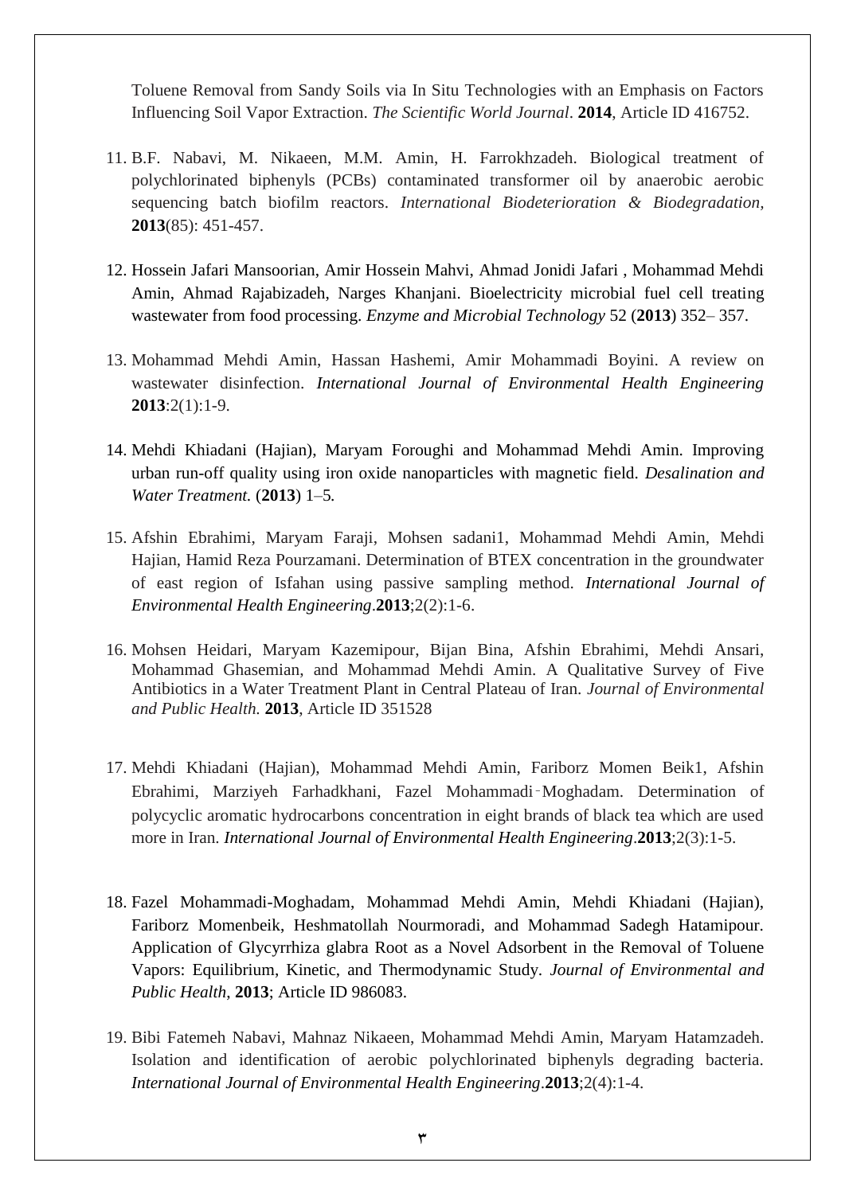Toluene Removal from Sandy Soils via In Situ Technologies with an Emphasis on Factors Influencing Soil Vapor Extraction. *The Scientific World Journal*. **2014**, Article ID 416752.

11. B.F. Nabavi, M. Nikaeen, M.M. Amin, H. Farrokhzadeh. Biological treatment of polychlorinated biphenyls (PCBs) contaminated transformer oil by anaerobic aerobic sequencing batch biofilm reactors. *International Biodeterioration & Biodegradation*, **2013**(85): 451-457.

12. Hossein Jafari Mansoorian, Amir Hossein Mahvi, Ahmad Jonidi Jafari , Mohammad Mehdi Amin, Ahmad Rajabizadeh, Narges Khanjani. Bioelectricity microbial fuel cell treating wastewater from food processing. *Enzyme and Microbial Technology* 52 (**2013**) 352– 357.

13. Mohammad Mehdi Amin, Hassan Hashemi, Amir Mohammadi Boyini. A review on wastewater disinfection. *International Journal of Environmental Health Engineering* **2013**:2(1):1-9.

14. Mehdi Khiadani (Hajian), Maryam Foroughi and Mohammad Mehdi Amin. Improving urban run-off quality using iron oxide nanoparticles with magnetic field. *Desalination and Water Treatment.* (**2013**) 1–5.

15. Afshin Ebrahimi, Maryam Faraji, Mohsen sadani1, Mohammad Mehdi Amin, Mehdi Hajian, Hamid Reza Pourzamani. Determination of BTEX concentration in the groundwater of east region of Isfahan using passive sampling method. *International Journal of Environmental Health Engineering*.**2013**;2(2):1-6.

16. Mohsen Heidari, Maryam Kazemipour, Bijan Bina, Afshin Ebrahimi, Mehdi Ansari, Mohammad Ghasemian, and Mohammad Mehdi Amin. A Qualitative Survey of Five Antibiotics in a Water Treatment Plant in Central Plateau of Iran. *Journal of Environmental and Public Health.* **2013**, Article ID 351528

17. Mehdi Khiadani (Hajian), Mohammad Mehdi Amin, Fariborz Momen Beik1, Afshin Ebrahimi, Marziyeh Farhadkhani, Fazel Mohammadi‑Moghadam. Determination of polycyclic aromatic hydrocarbons concentration in eight brands of black tea which are used more in Iran. *International Journal of Environmental Health Engineering*.**2013**;2(3):1-5.

18. Fazel Mohammadi-Moghadam, Mohammad Mehdi Amin, Mehdi Khiadani (Hajian), Fariborz Momenbeik, Heshmatollah Nourmoradi, and Mohammad Sadegh Hatamipour. Application of Glycyrrhiza glabra Root as a Novel Adsorbent in the Removal of Toluene Vapors: Equilibrium, Kinetic, and Thermodynamic Study. *Journal of Environmental and Public Health*, **2013**; Article ID 986083.

19. Bibi Fatemeh Nabavi, Mahnaz Nikaeen, Mohammad Mehdi Amin, Maryam Hatamzadeh. Isolation and identification of aerobic polychlorinated biphenyls degrading bacteria. *International Journal of Environmental Health Engineering*.**2013**;2(4):1-4.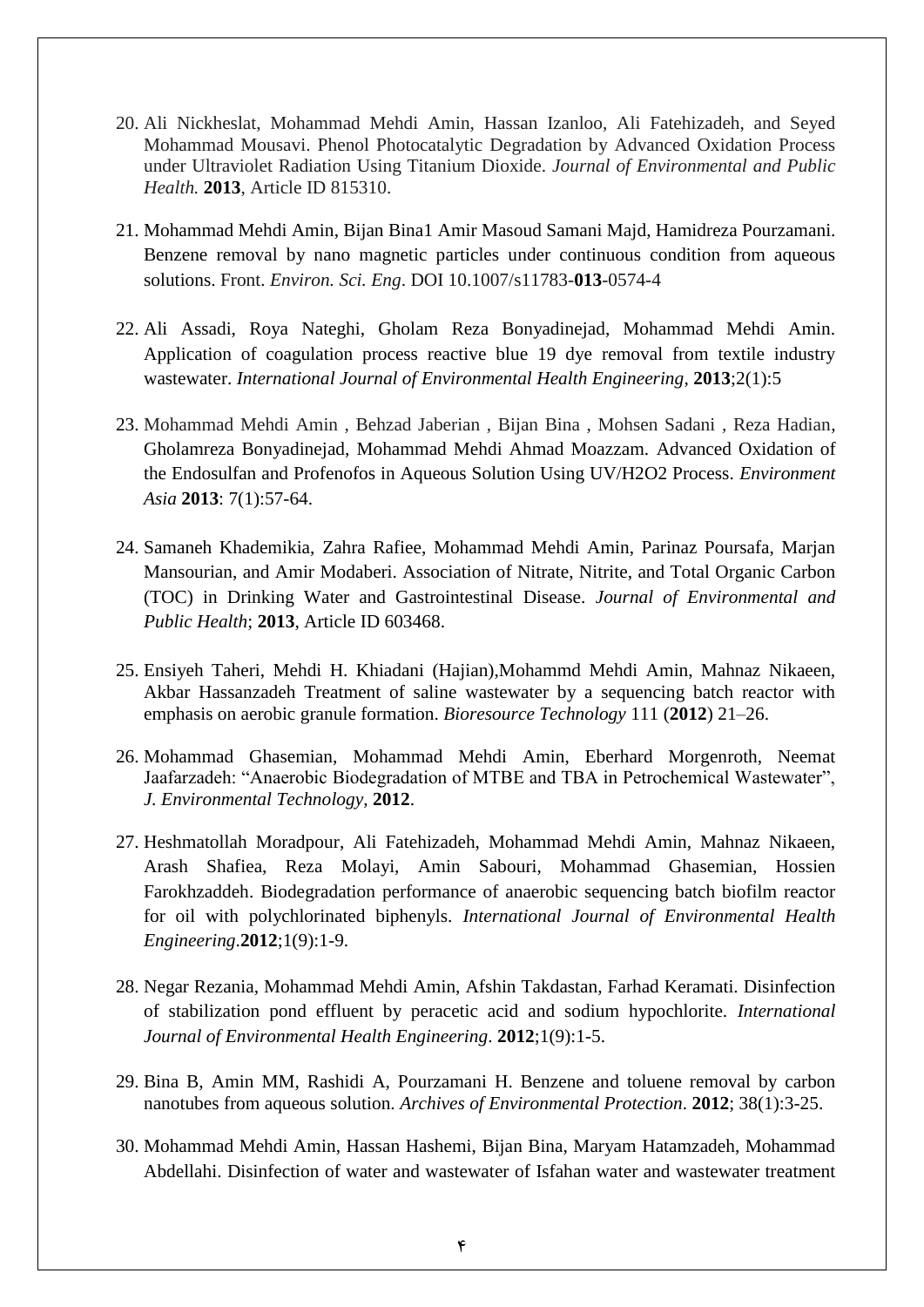20. Ali Nickheslat, Mohammad Mehdi Amin, Hassan Izanloo, Ali Fatehizadeh, and Seyed Mohammad Mousavi. Phenol Photocatalytic Degradation by Advanced Oxidation Process under Ultraviolet Radiation Using Titanium Dioxide. *Journal of Environmental and Public Health.* **2013**, Article ID 815310.

21. Mohammad Mehdi Amin, Bijan Bina1 Amir Masoud Samani Majd, Hamidreza Pourzamani. Benzene removal by nano magnetic particles under continuous condition from aqueous solutions. Front. *Environ. Sci. Eng*. DOI 10.1007/s11783-**013**-0574-4

22. Ali Assadi, Roya Nateghi, Gholam Reza Bonyadinejad, Mohammad Mehdi Amin. Application of coagulation process reactive blue 19 dye removal from textile industry wastewater. *International Journal of Environmental Health Engineering*, **2013**;2(1):5

23. Mohammad Mehdi Amin , Behzad Jaberian , Bijan Bina , Mohsen Sadani , Reza Hadian, Gholamreza Bonyadinejad, Mohammad Mehdi Ahmad Moazzam. Advanced Oxidation of the Endosulfan and Profenofos in Aqueous Solution Using UV/H2O2 Process. *Environment Asia* **2013**: 7(1):57-64.

24. Samaneh Khademikia, Zahra Rafiee, Mohammad Mehdi Amin, Parinaz Poursafa, Marjan Mansourian, and Amir Modaberi. Association of Nitrate, Nitrite, and Total Organic Carbon (TOC) in Drinking Water and Gastrointestinal Disease. *Journal of Environmental and Public Health*; **2013**, Article ID 603468.

25. Ensiyeh Taheri, Mehdi H. Khiadani (Hajian),Mohammd Mehdi Amin, Mahnaz Nikaeen, Akbar Hassanzadeh Treatment of saline wastewater by a sequencing batch reactor with emphasis on aerobic granule formation. *Bioresource Technology* 111 (**2012**) 21–26.

26. Mohammad Ghasemian, Mohammad Mehdi Amin, Eberhard Morgenroth, Neemat Jaafarzadeh: "Anaerobic Biodegradation of MTBE and TBA in Petrochemical Wastewater", *J. Environmental Technology*, **2012**.

27. Heshmatollah Moradpour, Ali Fatehizadeh, Mohammad Mehdi Amin, Mahnaz Nikaeen, Arash Shafiea, Reza Molayi, Amin Sabouri, Mohammad Ghasemian, Hossien Farokhzaddeh. Biodegradation performance of anaerobic sequencing batch biofilm reactor for oil with polychlorinated biphenyls. *International Journal of Environmental Health Engineering*.**2012**;1(9):1-9.

28. Negar Rezania, Mohammad Mehdi Amin, Afshin Takdastan, Farhad Keramati. Disinfection of stabilization pond effluent by peracetic acid and sodium hypochlorite. *International Journal of Environmental Health Engineering*. **2012**;1(9):1-5.

29. Bina B, Amin MM, Rashidi A, Pourzamani H. Benzene and toluene removal by carbon nanotubes from aqueous solution. *Archives of Environmental Protection*. **2012**; 38(1):3-25.

30. Mohammad Mehdi Amin, Hassan Hashemi, Bijan Bina, Maryam Hatamzadeh, Mohammad Abdellahi. Disinfection of water and wastewater of Isfahan water and wastewater treatment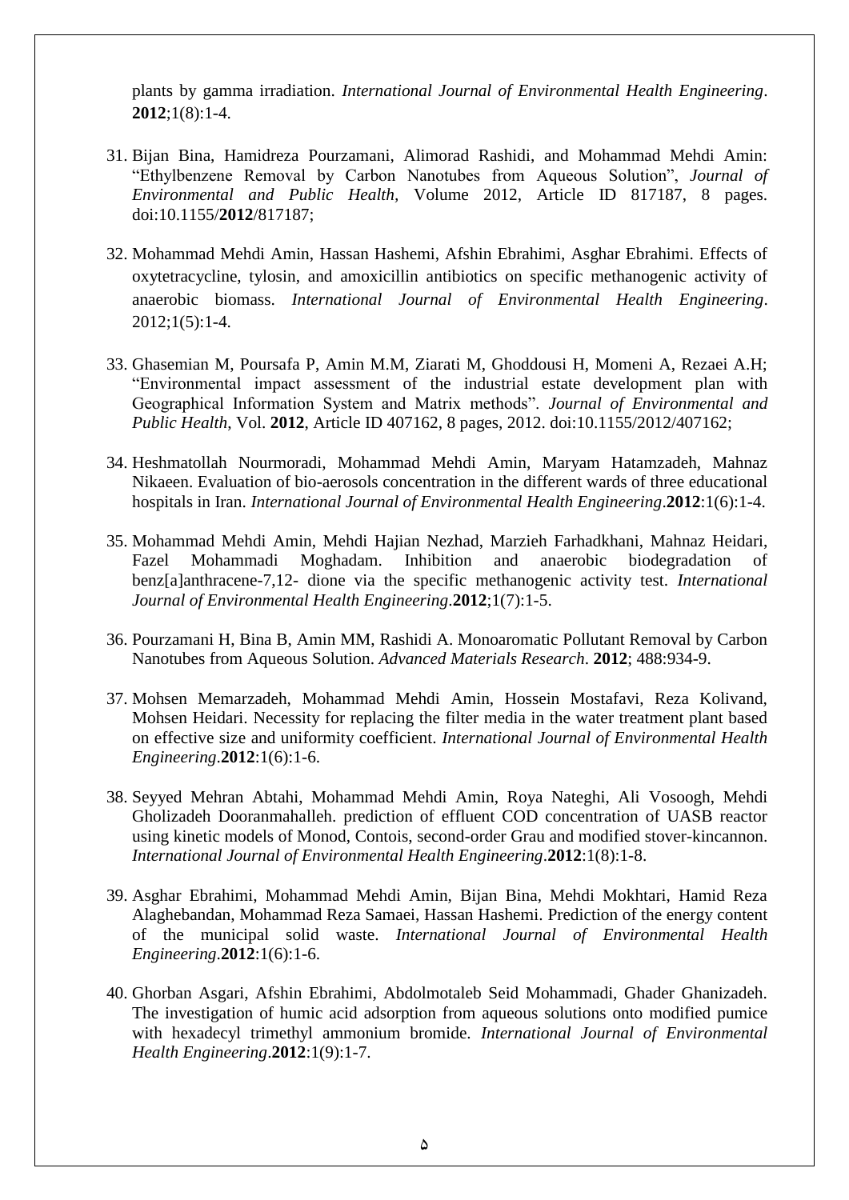plants by gamma irradiation. *International Journal of Environmental Health Engineering*. **2012**;1(8):1-4.

31. Bijan Bina, Hamidreza Pourzamani, Alimorad Rashidi, and Mohammad Mehdi Amin: "Ethylbenzene Removal by Carbon Nanotubes from Aqueous Solution", *Journal of Environmental and Public Health*, Volume 2012, Article ID 817187, 8 pages. doi:10.1155/**2012**/817187;

32. Mohammad Mehdi Amin, Hassan Hashemi, Afshin Ebrahimi, Asghar Ebrahimi. Effects of oxytetracycline, tylosin, and amoxicillin antibiotics on specific methanogenic activity of anaerobic biomass. *International Journal of Environmental Health Engineering*. 2012;1(5):1-4.

33. Ghasemian M, Poursafa P, Amin M.M, Ziarati M, Ghoddousi H, Momeni A, Rezaei A.H; "Environmental impact assessment of the industrial estate development plan with Geographical Information System and Matrix methods". *Journal of Environmental and Public Health*, Vol. **2012**, Article ID 407162, 8 pages, 2012. doi:10.1155/2012/407162;

34. Heshmatollah Nourmoradi, Mohammad Mehdi Amin, Maryam Hatamzadeh, Mahnaz Nikaeen. Evaluation of bio-aerosols concentration in the different wards of three educational hospitals in Iran. *International Journal of Environmental Health Engineering*.**2012**:1(6):1-4.

35. Mohammad Mehdi Amin, Mehdi Hajian Nezhad, Marzieh Farhadkhani, Mahnaz Heidari, Fazel Mohammadi Moghadam. Inhibition and anaerobic biodegradation of benz[a]anthracene-7,12- dione via the specific methanogenic activity test. *International Journal of Environmental Health Engineering*.**2012**;1(7):1-5.

36. Pourzamani H, Bina B, Amin MM, Rashidi A. Monoaromatic Pollutant Removal by Carbon Nanotubes from Aqueous Solution. *Advanced Materials Research*. **2012**; 488:934-9.

37. Mohsen Memarzadeh, Mohammad Mehdi Amin, Hossein Mostafavi, Reza Kolivand, Mohsen Heidari. Necessity for replacing the filter media in the water treatment plant based on effective size and uniformity coefficient. *International Journal of Environmental Health Engineering*.**2012**:1(6):1-6.

38. Seyyed Mehran Abtahi, Mohammad Mehdi Amin, Roya Nateghi, Ali Vosoogh, Mehdi Gholizadeh Dooranmahalleh. prediction of effluent COD concentration of UASB reactor using kinetic models of Monod, Contois, second-order Grau and modified stover-kincannon. *International Journal of Environmental Health Engineering*.**2012**:1(8):1-8.

39. Asghar Ebrahimi, Mohammad Mehdi Amin, Bijan Bina, Mehdi Mokhtari, Hamid Reza Alaghebandan, Mohammad Reza Samaei, Hassan Hashemi. Prediction of the energy content of the municipal solid waste. *International Journal of Environmental Health Engineering*.**2012**:1(6):1-6.

40. Ghorban Asgari, Afshin Ebrahimi, Abdolmotaleb Seid Mohammadi, Ghader Ghanizadeh. The investigation of humic acid adsorption from aqueous solutions onto modified pumice with hexadecyl trimethyl ammonium bromide. *International Journal of Environmental Health Engineering*.**2012**:1(9):1-7.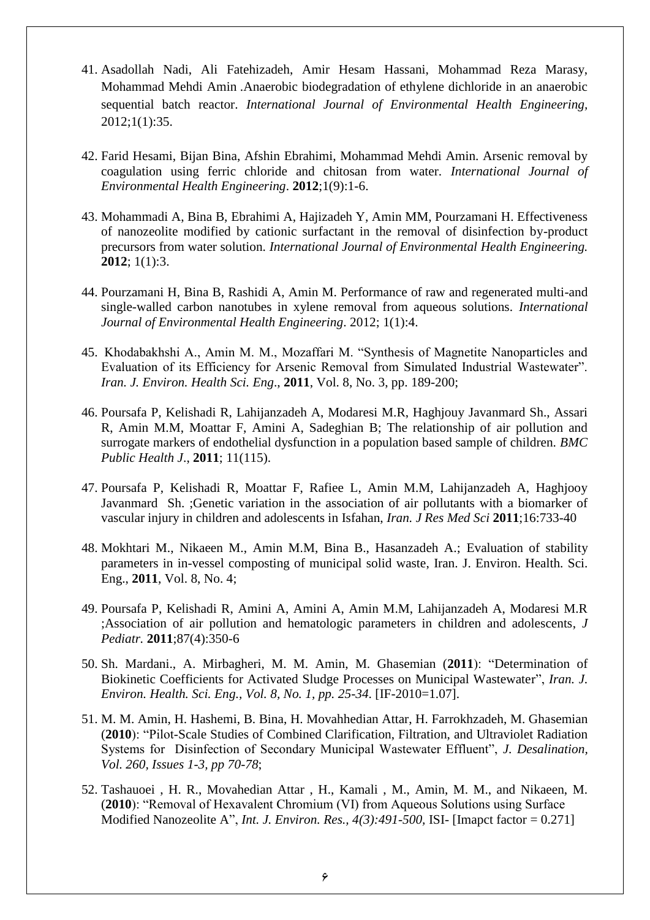41. Asadollah Nadi, Ali Fatehizadeh, Amir Hesam Hassani, Mohammad Reza Marasy, Mohammad Mehdi Amin .Anaerobic biodegradation of ethylene dichloride in an anaerobic sequential batch reactor. *International Journal of Environmental Health Engineering*, 2012;1(1):35.

42. Farid Hesami, Bijan Bina, Afshin Ebrahimi, Mohammad Mehdi Amin. Arsenic removal by coagulation using ferric chloride and chitosan from water. *International Journal of Environmental Health Engineering*. **2012**;1(9):1-6.

43. Mohammadi A, Bina B, Ebrahimi A, Hajizadeh Y, Amin MM, Pourzamani H. Effectiveness of nanozeolite modified by cationic surfactant in the removal of disinfection by-product precursors from water solution. *International Journal of Environmental Health Engineering.* **2012**; 1(1):3.

44. Pourzamani H, Bina B, Rashidi A, Amin M. Performance of raw and regenerated multi-and single-walled carbon nanotubes in xylene removal from aqueous solutions. *International Journal of Environmental Health Engineering*. 2012; 1(1):4.

45. Khodabakhshi A., Amin M. M., Mozaffari M. "Synthesis of Magnetite Nanoparticles and Evaluation of its Efficiency for Arsenic Removal from Simulated Industrial Wastewater". *Iran. J. Environ. Health Sci. Eng*., **2011**, Vol. 8, No. 3, pp. 189-200;

46. Poursafa P, Kelishadi R, Lahijanzadeh A, Modaresi M.R, Haghjouy Javanmard Sh., Assari R, Amin M.M, Moattar F, Amini A, Sadeghian B; The relationship of air pollution and surrogate markers of endothelial dysfunction in a population based sample of children. *BMC Public Health J*., **2011**; 11(115).

47. Poursafa P, Kelishadi R, Moattar F, Rafiee L, Amin M.M, Lahijanzadeh A, Haghjooy Javanmard Sh. ;Genetic variation in the association of air pollutants with a biomarker of vascular injury in children and adolescents in Isfahan, *Iran. J Res Med Sci* **2011**;16:733-40

48. Mokhtari M., Nikaeen M., Amin M.M, Bina B., Hasanzadeh A.; Evaluation of stability parameters in in-vessel composting of municipal solid waste, Iran. J. Environ. Health. Sci. Eng., **2011**, Vol. 8, No. 4;

49. Poursafa P, Kelishadi R, Amini A, Amini A, Amin M.M, Lahijanzadeh A, Modaresi M.R ;Association of air pollution and hematologic parameters in children and adolescents, *J Pediatr.* **2011**;87(4):350-6

50. Sh. Mardani., A. Mirbagheri, M. M. Amin, M. Ghasemian (**2011**): "Determination of Biokinetic Coefficients for Activated Sludge Processes on Municipal Wastewater", *Iran. J. Environ. Health. Sci. Eng., Vol. 8, No. 1, pp. 25-34*. [IF-2010=1.07].

51. M. M. Amin, H. Hashemi, B. Bina, H. Movahhedian Attar, H. Farrokhzadeh, M. Ghasemian (**2010**): "Pilot-Scale Studies of Combined Clarification, Filtration, and Ultraviolet Radiation Systems for Disinfection of Secondary Municipal Wastewater Effluent", *J. Desalination, Vol. 260, Issues 1-3, pp 70-78*;

52. Tashauoei , H. R., Movahedian Attar , H., Kamali , M., Amin, M. M., and Nikaeen, M. (**2010**): "Removal of Hexavalent Chromium (VI) from Aqueous Solutions using Surface Modified Nanozeolite A", *Int. J. Environ. Res., 4(3):491-500,* ISI- [Imapct factor = 0.271]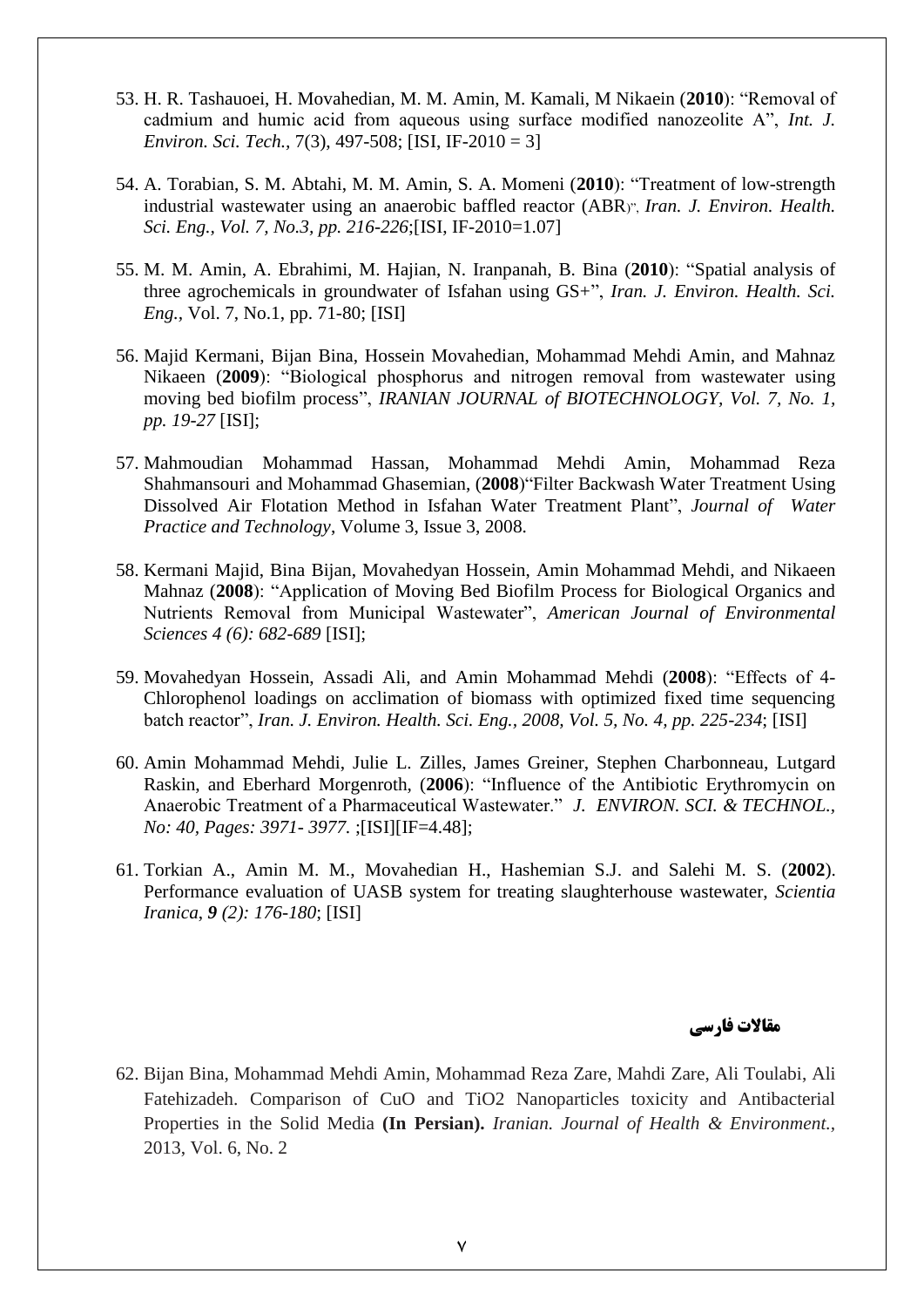53. H. R. Tashauoei, H. Movahedian, M. M. Amin, M. Kamali, M Nikaein (**2010**): "Removal of cadmium and humic acid from aqueous using surface modified nanozeolite A", *Int. J. Environ. Sci. Tech.*, 7(3), 497-508; [ISI, IF-2010 = 3]

54. A. Torabian, S. M. Abtahi, M. M. Amin, S. A. Momeni (**2010**): "Treatment of low-strength industrial wastewater using an anaerobic baffled reactor (ABR)", *Iran. J. Environ. Health. Sci. Eng., Vol. 7, No.3, pp. 216-226*;[ISI, IF-2010=1.07]

55. M. M. Amin, A. Ebrahimi, M. Hajian, N. Iranpanah, B. Bina (**2010**): "Spatial analysis of three agrochemicals in groundwater of Isfahan using GS+", *Iran. J. Environ. Health. Sci. Eng.*, Vol. 7, No.1, pp. 71-80; [ISI]

56. Majid Kermani, Bijan Bina, Hossein Movahedian, Mohammad Mehdi Amin, and Mahnaz Nikaeen (**2009**): "Biological phosphorus and nitrogen removal from wastewater using moving bed biofilm process", *IRANIAN JOURNAL of BIOTECHNOLOGY, Vol. 7, No. 1, pp. 19-27* [ISI];

57. Mahmoudian Mohammad Hassan, Mohammad Mehdi Amin, Mohammad Reza Shahmansouri and Mohammad Ghasemian, (**2008**)"Filter Backwash Water Treatment Using Dissolved Air Flotation Method in Isfahan Water Treatment Plant", *Journal of Water Practice and Technology*, Volume 3, Issue 3, 2008.

58. Kermani Majid, Bina Bijan, Movahedyan Hossein, Amin Mohammad Mehdi, and Nikaeen Mahnaz (**2008**): "Application of Moving Bed Biofilm Process for Biological Organics and Nutrients Removal from Municipal Wastewater", *American Journal of Environmental Sciences 4 (6): 682-689* [ISI];

59. Movahedyan Hossein, Assadi Ali, and Amin Mohammad Mehdi (**2008**): "Effects of 4-Chlorophenol loadings on acclimation of biomass with optimized fixed time sequencing batch reactor", *Iran. J. Environ. Health. Sci. Eng., 2008, Vol. 5, No. 4, pp. 225-234*; [ISI]

60. Amin Mohammad Mehdi, Julie L. Zilles, James Greiner, Stephen Charbonneau, Lutgard Raskin, and Eberhard Morgenroth, (**2006**): "Influence of the Antibiotic Erythromycin on Anaerobic Treatment of a Pharmaceutical Wastewater." *J. ENVIRON. SCI. & TECHNOL., No: 40, Pages: 3971- 3977.* ;[ISI][IF=4.48];

61. Torkian A., Amin M. M., Movahedian H., Hashemian S.J. and Salehi M. S. (**2002**). Performance evaluation of UASB system for treating slaughterhouse wastewater, *Scientia Iranica*, ***9** (2): 176-180*; [ISI]

## مقالات فارسی

62. Bijan Bina, Mohammad Mehdi Amin, Mohammad Reza Zare, Mahdi Zare, Ali Toulabi, Ali Fatehizadeh. Comparison of CuO and TiO2 Nanoparticles toxicity and Antibacterial Properties in the Solid Media **(In Persian).** *Iranian. Journal of Health & Environment.*, 2013, Vol. 6, No. 2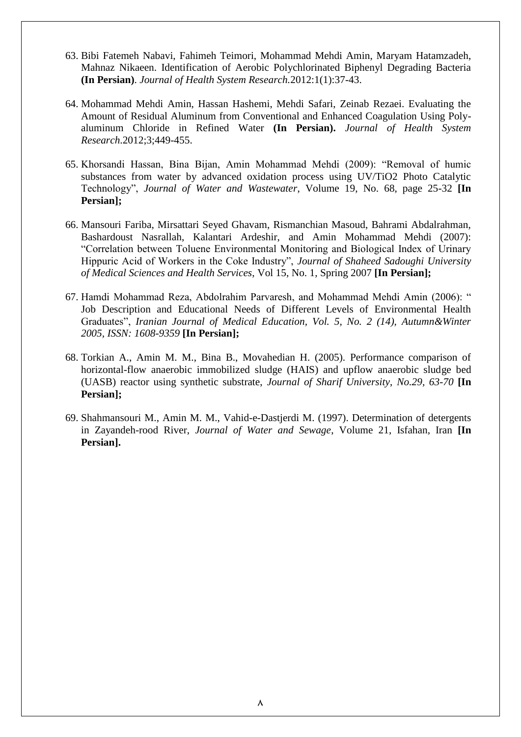63. Bibi Fatemeh Nabavi, Fahimeh Teimori, Mohammad Mehdi Amin, Maryam Hatamzadeh, Mahnaz Nikaeen. Identification of Aerobic Polychlorinated Biphenyl Degrading Bacteria **(In Persian)**. *Journal of Health System Research.*2012:1(1):37-43.

64. Mohammad Mehdi Amin, Hassan Hashemi, Mehdi Safari, Zeinab Rezaei. Evaluating the Amount of Residual Aluminum from Conventional and Enhanced Coagulation Using Poly-aluminum Chloride in Refined Water **(In Persian).** *Journal of Health System Research*.2012;3;449-455.

65. Khorsandi Hassan, Bina Bijan, Amin Mohammad Mehdi (2009): "Removal of humic substances from water by advanced oxidation process using UV/TiO2 Photo Catalytic Technology", *Journal of Water and Wastewater*, Volume 19, No. 68, page 25-32 **[In Persian];**

66. Mansouri Fariba, Mirsattari Seyed Ghavam, Rismanchian Masoud, Bahrami Abdalrahman, Bashardoust Nasrallah, Kalantari Ardeshir, and Amin Mohammad Mehdi (2007): "Correlation between Toluene Environmental Monitoring and Biological Index of Urinary Hippuric Acid of Workers in the Coke Industry", *Journal of Shaheed Sadoughi University of Medical Sciences and Health Services*, Vol 15, No. 1, Spring 2007 **[In Persian];**

67. Hamdi Mohammad Reza, Abdolrahim Parvaresh, and Mohammad Mehdi Amin (2006): " Job Description and Educational Needs of Different Levels of Environmental Health Graduates", *Iranian Journal of Medical Education, Vol. 5, No. 2 (14), Autumn&Winter 2005, ISSN: 1608-9359* **[In Persian];**

68. Torkian A., Amin M. M., Bina B., Movahedian H. (2005). Performance comparison of horizontal-flow anaerobic immobilized sludge (HAIS) and upflow anaerobic sludge bed (UASB) reactor using synthetic substrate, *Journal of Sharif University, No.29, 63-70* **[In Persian];**

69. Shahmansouri M., Amin M. M., Vahid-e-Dastjerdi M. (1997). Determination of detergents in Zayandeh-rood River, *Journal of Water and Sewage*, Volume 21, Isfahan, Iran **[In Persian].**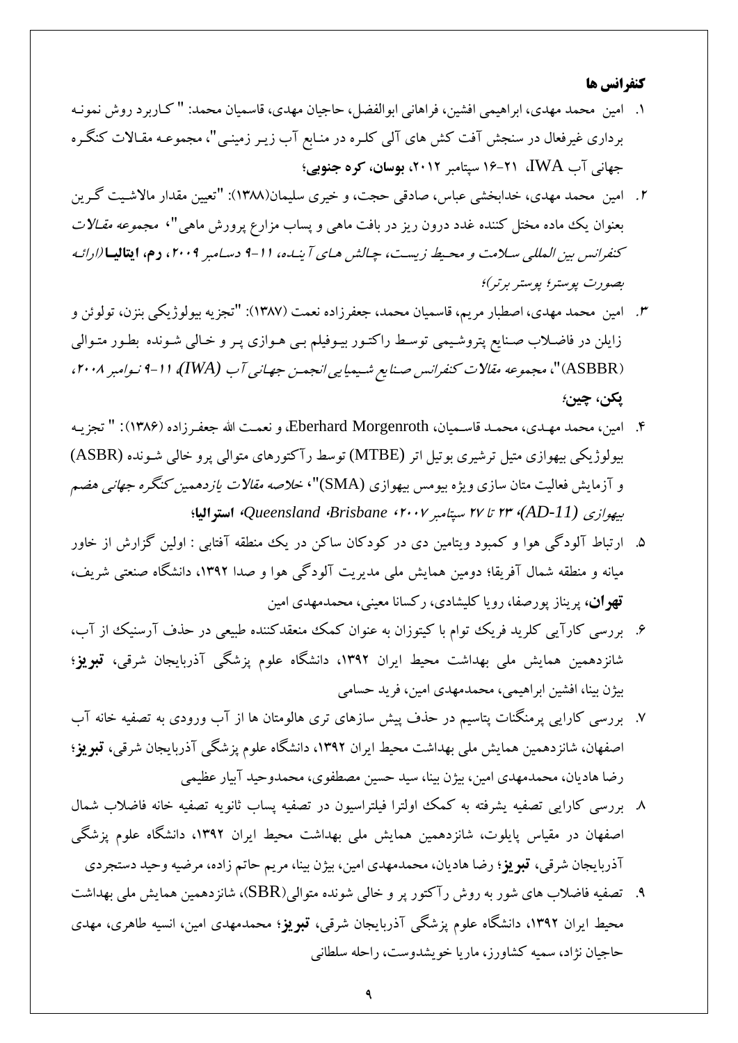## کنفرانس ها

۱. امین محمد مهدی، ابراهیمی افشین، فراهانی ابوالفضل، حاجیان مهدی، قاسمیان محمد: " کاربرد روش نمونه برداری غیرفعال در سنجش آفت کش های آلی کلره در منابع آب زیر زمینی"، مجموعه مقالات کنگره جهانی آب IWA، ۲۱-۱۶ سپتامبر ۲۰۱۲، **بوسان، کره جنوبی**؛

۲. امین محمد مهدی، خدابخشی عباس، صادقی حجت، و خیری سلیمان(۱۳۸۸): "تعیین مقدار مالاشیت گرین بعنوان یک ماده مختل کننده غدد درون ریز در بافت ماهی و پساب مزارع پرورش ماهی"، *مجموعه مقالات کنفرانس بین المللی سلامت و محیط زیست، چالش های آینده، ۱۱-۹ دسامبر ۲۰۰۹*، **رم، ایتالیا** *(ارائه بصورت پوستر؛ پوستر برتر)*؛

۳. امین محمد مهدی، اصطبار مریم، قاسمیان محمد، جعفرزاده نعمت (۱۳۸۷): "تجزیه بیولوژیکی بنزن، تولوئن و زایلن در فاضلاب صنایع پتروشیمی توسط راکتور بیوفیلم بی هوازی پر و خالی شونده بطور متوالی (ASBBR)"، *مجموعه مقالات کنفرانس صنایع شیمیایی انجمن جهانی آب (IWA)، ۱۱-۹ نوامبر ۲۰۰۸*، **پکن، چین**؛

۴. امین، محمد مهدی، قاسمیان، محمد، Eberhard Morgenroth، و نعمت الله جعفرزاده (۱۳۸۶): " تجزیه بیولوژیکی بیهوازی متیل ترشیری بوتیل اتر (MTBE) توسط رآکتورهای متوالی پرو خالی شونده (ASBR) و آزمایش فعالیت متان سازی ویژه بیومس بیهوازی (SMA)"، *خلاصه مقالات یازدهمین کنگره جهانی هضم بیهوازی (AD-11)، ۲۳ تا ۲۷ سپتامبر ۲۰۰۷، Brisbane، Queensland*، **استرالیا**؛

۵. ارتباط آلودگی هوا و کمبود ویتامین دی در کودکان ساکن در یک منطقه آفتابی : اولین گزارش از خاور میانه و منطقه شمال آفریقا؛ دومین همایش ملی مدیریت آلودگی هوا و صدا ۱۳۹۲، دانشگاه صنعتی شریف، **تهران**، پریناز پورصفا، رویا کلیشادی، رکسانا معینی، محمدمهدی امین

۶. بررسی کارآیی کلرید فریک توام با کیتوزان به عنوان کمک منعقدکننده طبیعی در حذف آرسنیک از آب، شانزدهمین همایش ملی بهداشت محیط ایران ۱۳۹۲، دانشگاه علوم پزشگی آذربایجان شرقی، **تبریز**؛ بیژن بینا، افشین ابراهیمی، محمدمهدی امین، فرید حسامی

۷. بررسی کارایی پرمنگنات پتاسیم در حذف پیش سازهای تری هالومتان ها از آب ورودی به تصفیه خانه آب اصفهان، شانزدهمین همایش ملی بهداشت محیط ایران ۱۳۹۲، دانشگاه علوم پزشگی آذربایجان شرقی، **تبریز**؛ رضا هادیان، محمدمهدی امین، بیژن بینا، سید حسین مصطفوی، محمدوحید آبیار عظیمی

۸. بررسی کارایی تصفیه پیشرفته به کمک اولترا فیلتراسیون در تصفیه پساب ثانویه تصفیه خانه فاضلاب شمال اصفهان در مقیاس پایلوت، شانزدهمین همایش ملی بهداشت محیط ایران ۱۳۹۲، دانشگاه علوم پزشگی آذربایجان شرقی، **تبریز**؛ رضا هادیان، محمدمهدی امین، بیژن بینا، مریم حاتم زاده، مرضیه وحید دستجردی

۹. تصفیه فاضلاب های شور به روش رآکتور پر و خالی شونده متوالی(SBR)، شانزدهمین همایش ملی بهداشت محیط ایران ۱۳۹۲، دانشگاه علوم پزشگی آذربایجان شرقی، **تبریز**؛ محمدمهدی امین، انسیه طاهری، مهدی حاجیان نژاد، سمیه کشاورز، ماریا خویشدوست، راحله سلطانی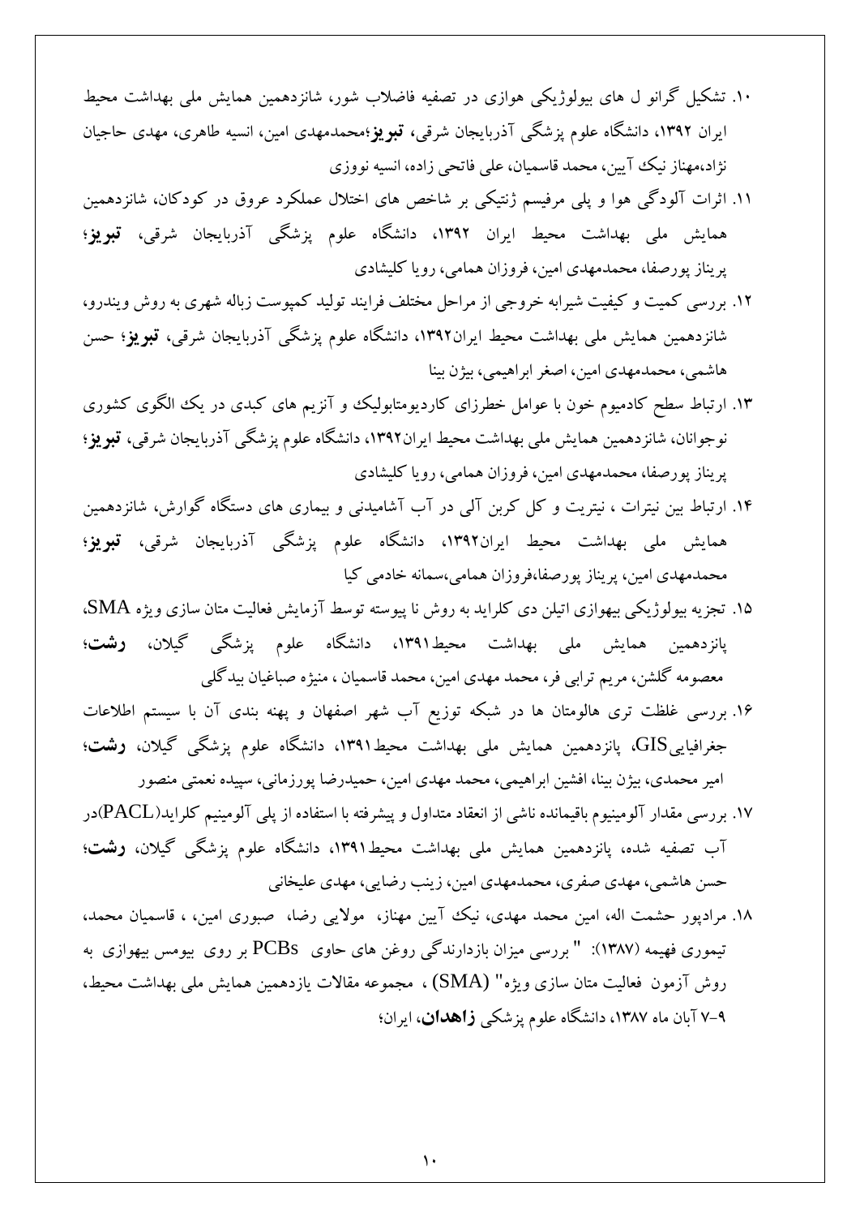۱۰. تشکیل گرانو ل های بیولوژیکی هوازی در تصفیه فاضلاب شور، شانزدهمین همایش ملی بهداشت محیط ایران **۱۳۹۲**، دانشگاه علوم پزشکی آذربایجان شرقی، **تبریز**؛محمدمهدی امین، انسیه طاهری، مهدی حاجیان نژاد،مهناز نیک آیین، محمد قاسمیان، علی فاتحی زاده، انسیه نووزی

۱۱. اثرات آلودگی هوا و پلی مرفیسم ژنتیکی بر شاخص های اختلال عملکرد عروق در کودکان، شانزدهمین همایش ملی بهداشت محیط ایران **۱۳۹۲**، دانشگاه علوم پزشکی آذربایجان شرقی، **تبریز**؛ پریناز پورصفا، محمدمهدی امین، فروزان همامی، رویا کلیشادی

۱۲. بررسی کمیت و کیفیت شیرابه خروجی از مراحل مختلف فرایند تولید کمپوست زباله شهری به روش ویندرو، شانزدهمین همایش ملی بهداشت محیط ایران**۱۳۹۲**، دانشگاه علوم پزشکی آذربایجان شرقی، **تبریز**؛ حسن هاشمی، محمدمهدی امین، اصغر ابراهیمی، بیژن بینا

۱۳. ارتباط سطح کادمیوم خون با عوامل خطرزای کاردیومتابولیک و آنزیم های کبدی در یک الگوی کشوری نوجوانان، شانزدهمین همایش ملی بهداشت محیط ایران**۱۳۹۲**، دانشگاه علوم پزشکی آذربایجان شرقی، **تبریز**؛ پریناز پورصفا، محمدمهدی امین، فروزان همامی، رویا کلیشادی

۱۴. ارتباط بین نیترات ، نیتریت و کل کربن آلی در آب آشامیدنی و بیماری های دستگاه گوارش، شانزدهمین همایش ملی بهداشت محیط ایران**۱۳۹۲**، دانشگاه علوم پزشکی آذربایجان شرقی، **تبریز**؛ محمدمهدی امین، پریناز پورصفا،فروزان همامی،سمانه خادمی کیا

۱۵. تجزیه بیولوژیکی بیهوازی اتیلن دی کلراید به روش نا پیوسته توسط آزمایش فعالیت متان سازی ویژه SMA، پانزدهمین همایش ملی بهداشت محیط**۱۳۹۱**، دانشگاه علوم پزشکی گیلان، **رشت**؛ معصومه گلشن، مریم ترابی فر، محمد مهدی امین، محمد قاسمیان ، منیژه صباغیان بیدگلی

۱۶. بررسی غلظت تری هالومتان ها در شبکه توزیع آب شهر اصفهان و پهنه بندی آن با سیستم اطلاعات جغرافیاییGIS، پانزدهمین همایش ملی بهداشت محیط**۱۳۹۱**، دانشگاه علوم پزشکی گیلان، **رشت**؛ امیر محمدی، بیژن بینا، افشین ابراهیمی، محمد مهدی امین، حمیدرضا پورزمانی، سپیده نعمتی منصور

۱۷. بررسی مقدار آلومینیوم باقیمانده ناشی از انعقاد متداول و پیشرفته با استفاده از پلی آلومینیم کلراید(PACL)در آب تصفیه شده، پانزدهمین همایش ملی بهداشت محیط**۱۳۹۱**، دانشگاه علوم پزشکی گیلان، **رشت**؛ حسن هاشمی، مهدی صفری، محمدمهدی امین، زینب رضایی، مهدی علیخانی

۱۸. مرادپور حشمت اله، امین محمد مهدی، نیک آیین مهناز، مولایی رضا، صبوری امین، ، قاسمیان محمد، تیموری فهیمه (۱۳۸۷): " بررسی میزان بازدارندگی روغن های حاوی PCBs بر روی بیومس بیهوازی به روش آزمون فعالیت متان سازی ویژه" (SMA) ، مجموعه مقالات یازدهمین همایش ملی بهداشت محیط، ۹-۷ آبان ماه ۱۳۸۷، دانشگاه علوم پزشکی **زاهدان**، ایران؛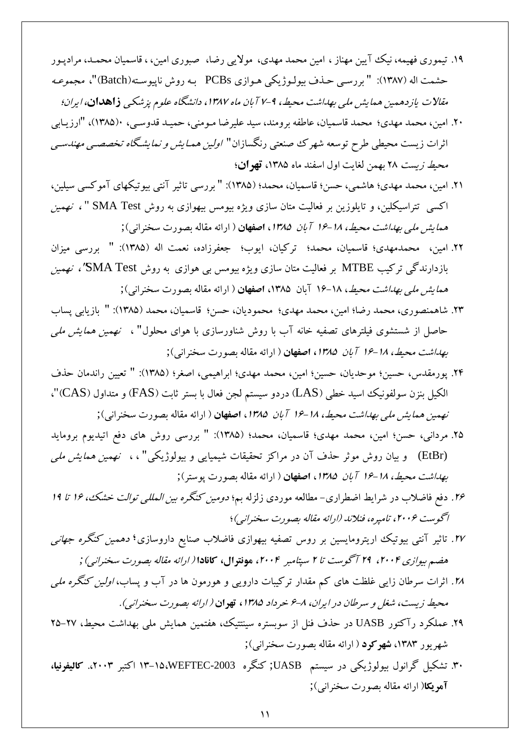۱۹. تیموری فهیمه، نیک آیین مهناز ، امین محمد مهدی، مولایی رضا، صبوری امین، ، قاسمیان محمـد، مرادپـور حشمت اله (۱۳۸۷): " بررسـی حـذف بیولـوژیکی هـوازی PCBs بـه روش ناپیوسته(Batch)"، مجموعـه *مقالات یازدهمین همایش ملی بهداشت محیط، ۹-۷ آبان ماه ۱۳۸۷، دانشگاه علوم پزشکی* **زاهدان**، *ایران*؛

۲۰. امین، محمد مهدی؛ محمد قاسمیان، عاطفه برومند، سید علیرضا مـومنی، حمیـد قدوسـی، ۰(۱۳۸۵)، "ارزیـابی اثرات زیست محیطی طرح توسعه شهرک صنعتی رنگسازان" *اولین همـایش و نمایشگاه تخصصـی مهندسـی محیط زیست* ۲۸ بهمن لغایت اول اسفند ماه ۱۳۸۵، **تهران**؛

۲۱. امین، محمد مهدی؛ هاشمی، حسن؛ قاسمیان، محمد؛ (۱۳۸۵): " بررسی تاثیر آنتی بیوتیکهای آموکسی سیلین، اکسی تتراسیکلین، و تایلوزین بر فعالیت متان سازی ویژه بیومس بیهوازی به روش SMA Test " ، *نهمین همایش ملی بهداشت محیط، ۱۸-۱۶ آبان ۱۳۸۵*، **اصفهان** ( ارائه مقاله بصورت سخنرانی)؛

۲۲. امین، محمدمهدی؛ قاسمیان، محمد؛ ترکیان، ایوب؛ جعفرزاده، نعمت اله (۱۳۸۵): " بررسی میزان بازدارندگی ترکیب MTBE بر فعالیت متان سازی ویژه بیومس بی هوازی به روش SMA Test"، *نهمین همایش ملی بهداشت محیط*، ۱۸-۱۶ آبان ۱۳۸۵، **اصفهان** ( ارائه مقاله بصورت سخنرانی)؛

۲۳. شاهمنصوری، محمد رضا؛ امین، محمد مهدی؛ محمودیان، حسن؛ قاسمیان، محمد (۱۳۸۵): " بازیابی پساب حاصل از شستشوی فیلترهای تصفیه خانه آب با روش شناورسازی با هوای محلول" ، *نهمین همایش ملی بهداشت محیط، ۱۸-۱۶ آبان ۱۳۸۵*، **اصفهان** ( ارائه مقاله بصورت سخنرانی)؛

۲۴. پورمقدس، حسین؛ موحدیان، حسین؛ امین، محمد مهدی؛ ابراهیمی، اصغر؛ (۱۳۸۵): " تعیین راندمان حذف الکیل بنزن سولفونیک اسید خطی (LAS) دردو سیستم لجن فعال با بستر ثابت (FAS) و متداول (CAS)"، *نهمین همایش ملی بهداشت محیط، ۱۸-۱۶ آبان ۱۳۸۵*، **اصفهان** ( ارائه مقاله بصورت سخنرانی)؛

۲۵. مردانی، حسن؛ امین، محمد مهدی؛ قاسمیان، محمد؛ (۱۳۸۵): " بررسی روش های دفع اتیدیوم بروماید (EtBr) و بیان روش موثر حذف آن در مراکز تحقیقات شیمیایی و بیولوژیکی" ، ، *نهمین همایش ملی بهداشت محیط، ۱۸-۱۶ آبان ۱۳۸۵*، **اصفهان** ( ارائه مقاله بصورت پوستر)؛

۲۶. دفع فاضلاب در شرایط اضطراری- مطالعه موردی زلزله بم؛ *دومین کنگره بین المللی توالت خشک، ۱۶ تا ۱۹ اگوست ۲۰۰۶، تامپره، فنلاند (ارائه مقاله بصورت سخنرانی)*؛

۲۷. تاثیر آنتی بیوتیک اریترومایسین بر روس تصفیه بیهوازی فاضلاب صنایع داروسازی؛ *دهمین کنگره جهانی هضم بیوازی ۲۰۰۴، ۲۹ آگوست تا ۲ سپتامبر ۲۰۰۴*، **مونترال، کانادا** *( ارائه مقاله بصورت سخنرانی)* ؛

۲۸. اثرات سرطان زایی غلظت های کم مقدار ترکیبات دارویی و هورمون ها در آب و پساب، *اولین کنگره ملی محیط زیست، شغل و سرطان در ایران، ۸-۶ خرداد ۱۳۸۵*، **تهران** *( ارائه بصورت سخنرانی)*.

۲۹. عملکرد رآکتور UASB در حذف فنل از سوبستره سینتتیک، هفتمین همایش ملی بهداشت محیط، ۲۷-۲۵ شهریور ۱۳۸۳، **شهرکرد** ( ارائه مقاله بصورت سخنرانی)؛

۳۰. تشکیل گرانول بیولوژیکی در سیستم UASB؛ کنگره WEFTEC-2003، ۱۵-۱۳ اکتبر ۲۰۰۳، **کالیفرنیا، آمریکا**( ارائه مقاله بصورت سخنرانی)؛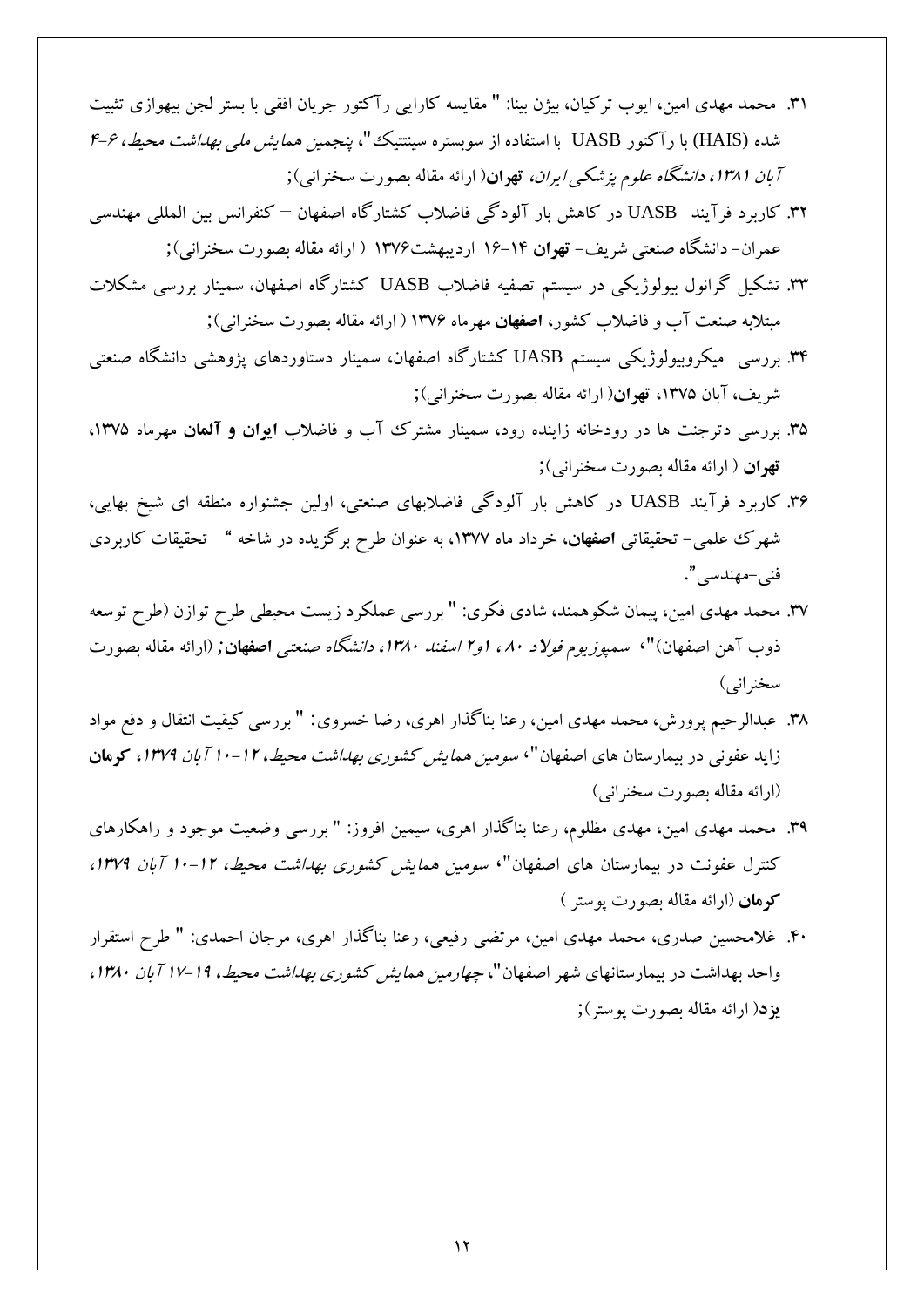۳۱. محمد مهدی امین، ایوب ترکیان، بیژن بینا: " مقایسه کارایی رآکتور جریان افقی با بستر لجن بیهوازی تثبیت شده (HAIS) با رآکتور UASB با استفاده از سوبستره سینتتیک"، *پنجمین همایش ملی بهداشت محیط، ۶-۴ آبان ۱۳۸۱، دانشگاه علوم پزشکی ایران،* **تهران**( ارائه مقاله بصورت سخنرانی);

۳۲. کاربرد فرآیند UASB در کاهش بار آلودگی فاضلاب کشتارگاه اصفهان – کنفرانس بین المللی مهندسی عمران- دانشگاه صنعتی شریف- **تهران** ۱۴-۱۶ اردیبهشت۱۳۷۶ ( ارائه مقاله بصورت سخنرانی);

۳۳. تشکیل گرانول بیولوژیکی در سیستم تصفیه فاضلاب UASB کشتارگاه اصفهان، سمینار بررسی مشکلات مبتلابه صنعت آب و فاضلاب کشور، **اصفهان** مهرماه ۱۳۷۶ ( ارائه مقاله بصورت سخنرانی);

۳۴. بررسی میکروبیولوژیکی سیستم UASB کشتارگاه اصفهان، سمینار دستاوردهای پژوهشی دانشگاه صنعتی شریف، آبان ۱۳۷۵، **تهران**( ارائه مقاله بصورت سخنرانی);

۳۵. بررسی دترجنت ها در رودخانه زاینده رود، سمینار مشترک آب و فاضلاب **ایران و آلمان** مهرماه ۱۳۷۵، **تهران** ( ارائه مقاله بصورت سخنرانی);

۳۶. کاربرد فرآیند UASB در کاهش بار آلودگی فاضلابهای صنعتی، اولین جشنواره منطقه ای شیخ بهایی، شهرک علمی- تحقیقاتی **اصفهان،** خرداد ماه ۱۳۷۷، به عنوان طرح برگزیده در شاخه " تحقیقات کاربردی فنی-مهندسی".

۳۷. محمد مهدی امین، پیمان شکوهمند، شادی فکری: " بررسی عملکرد زیست محیطی طرح توازن (طرح توسعه ذوب آهن اصفهان)"، *سمپوزیوم فولاد ۸۰، ۱و۲ اسفند ۱۳۸۰، دانشگاه صنعتی* **اصفهان;** (ارائه مقاله بصورت سخنرانی)

۳۸. عبدالرحیم پرورش، محمد مهدی امین، رعنا بناگذار اهری، رضا خسروی: " بررسی کیفیت انتقال و دفع مواد زاید عفونی در بیمارستان های اصفهان"، *سومین همایش کشوری بهداشت محیط، ۱۲-۱۰ آبان ۱۳۷۹،* **کرمان** (ارائه مقاله بصورت سخنرانی)

۳۹. محمد مهدی امین، مهدی مظلوم، رعنا بناگذار اهری، سیمین افروز: " بررسی وضعیت موجود و راهکارهای کنترل عفونت در بیمارستان های اصفهان"، *سومین همایش کشوری بهداشت محیط، ۱۲-۱۰ آبان ۱۳۷۹،* **کرمان** (ارائه مقاله بصورت پوستر )

۴۰. غلامحسین صدری، محمد مهدی امین، مرتضی رفیعی، رعنا بناگذار اهری، مرجان احمدی: " طرح استقرار واحد بهداشت در بیمارستانهای شهر اصفهان"، *چهارمین همایش کشوری بهداشت محیط، ۱۹-۱۷ آبان ۱۳۸۰،* **یزد**( ارائه مقاله بصورت پوستر);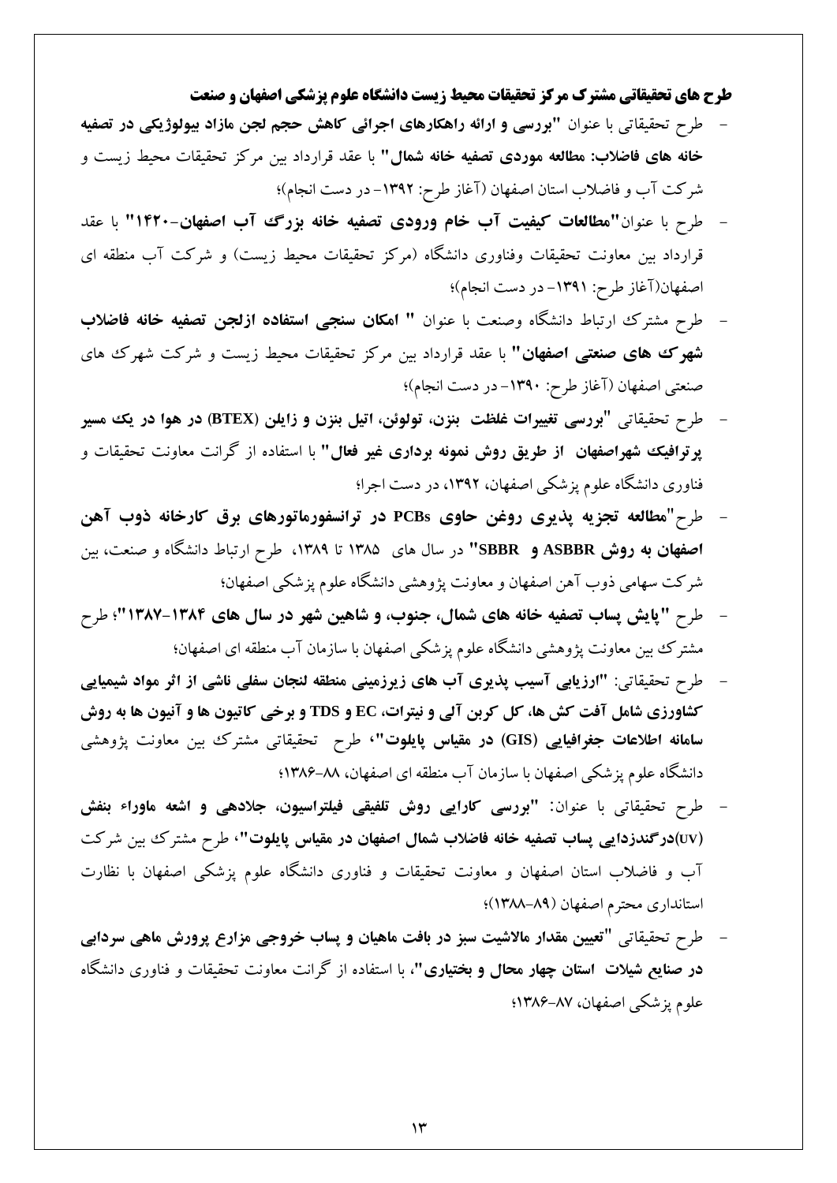**طرح های تحقیقاتی مشترک مرکز تحقیقات محیط زیست دانشگاه علوم پزشکی اصفهان و صنعت**

- طرح تحقیقاتی با عنوان **"بررسی و ارائه راهکارهای اجرائی کاهش حجم لجن مازاد بیولوژیکی در تصفیه خانه های فاضلاب: مطالعه موردی تصفیه خانه شمال"** با عقد قرارداد بین مرکز تحقیقات محیط زیست و شرکت آب و فاضلاب استان اصفهان (آغاز طرح: ۱۳۹۲- در دست انجام)؛
- طرح با عنوان**"مطالعات کیفیت آب خام ورودی تصفیه خانه بزرگ آب اصفهان-۱۴۲۰"** با عقد قرارداد بین معاونت تحقیقات وفناوری دانشگاه (مرکز تحقیقات محیط زیست) و شرکت آب منطقه ای اصفهان(آغاز طرح: ۱۳۹۱- در دست انجام)؛
- طرح مشترك ارتباط دانشگاه وصنعت با عنوان **" امکان سنجی استفاده ازلجن تصفیه خانه فاضلاب شهرک های صنعتی اصفهان"** با عقد قرارداد بین مرکز تحقیقات محیط زیست و شرکت شهرک های صنعتی اصفهان (آغاز طرح: ۱۳۹۰- در دست انجام)؛
- طرح تحقیقاتی **"بررسی تغییرات غلظت بنزن، تولوئن، اتیل بنزن و زایلن (BTEX) در هوا در یک مسیر پرترافیک شهراصفهان از طریق روش نمونه برداری غیر فعال"** با استفاده از گرانت معاونت تحقیقات و فناوری دانشگاه علوم پزشکی اصفهان، ۱۳۹۲، در دست اجرا؛
- طرح**"مطالعه تجزیه پذیری روغن حاوی PCBs در ترانسفورماتورهای برق کارخانه ذوب آهن اصفهان به روش ASBBR و SBBR"** در سال های ۱۳۸۵ تا ۱۳۸۹، طرح ارتباط دانشگاه و صنعت، بین شرکت سهامی ذوب آهن اصفهان و معاونت پژوهشی دانشگاه علوم پزشکی اصفهان؛
- طرح **"پایش پساب تصفیه خانه های شمال، جنوب، و شاهین شهر در سال های ۱۳۸۴-۱۳۸۷"**؛ طرح مشترک بین معاونت پژوهشی دانشگاه علوم پزشکی اصفهان با سازمان آب منطقه ای اصفهان؛
- طرح تحقیقاتی: **"ارزیابی آسیب پذیری آب های زیرزمینی منطقه لنجان سفلی ناشی از اثر مواد شیمیایی کشاورزی شامل آفت کش ها، کل کربن آلی و نیترات، EC و TDS و برخی کاتیون ها و آنیون ها به روش سامانه اطلاعات جغرافیایی (GIS) در مقیاس پایلوت"**، طرح تحقیقاتی مشترک بین معاونت پژوهشی دانشگاه علوم پزشکی اصفهان با سازمان آب منطقه ای اصفهان، ۸۸-۱۳۸۶؛
- طرح تحقیقاتی با عنوان: **"بررسی کارایی روش تلفیقی فیلتراسیون، جلادهی و اشعه ماوراء بنفش (UV)درگندزدایی پساب تصفیه خانه فاضلاب شمال اصفهان در مقیاس پایلوت"**، طرح مشترک بین شرکت آب و فاضلاب استان اصفهان و معاونت تحقیقات و فناوری دانشگاه علوم پزشکی اصفهان با نظارت استانداری محترم اصفهان (۸۹-۱۳۸۸)؛
- طرح تحقیقاتی **"تعیین مقدار مالاشیت سبز در بافت ماهیان و پساب خروجی مزارع پرورش ماهی سردابی در صنایع شیلات استان چهار محال و بختیاری"**، با استفاده از گرانت معاونت تحقیقات و فناوری دانشگاه علوم پزشکی اصفهان، ۸۷-۱۳۸۶؛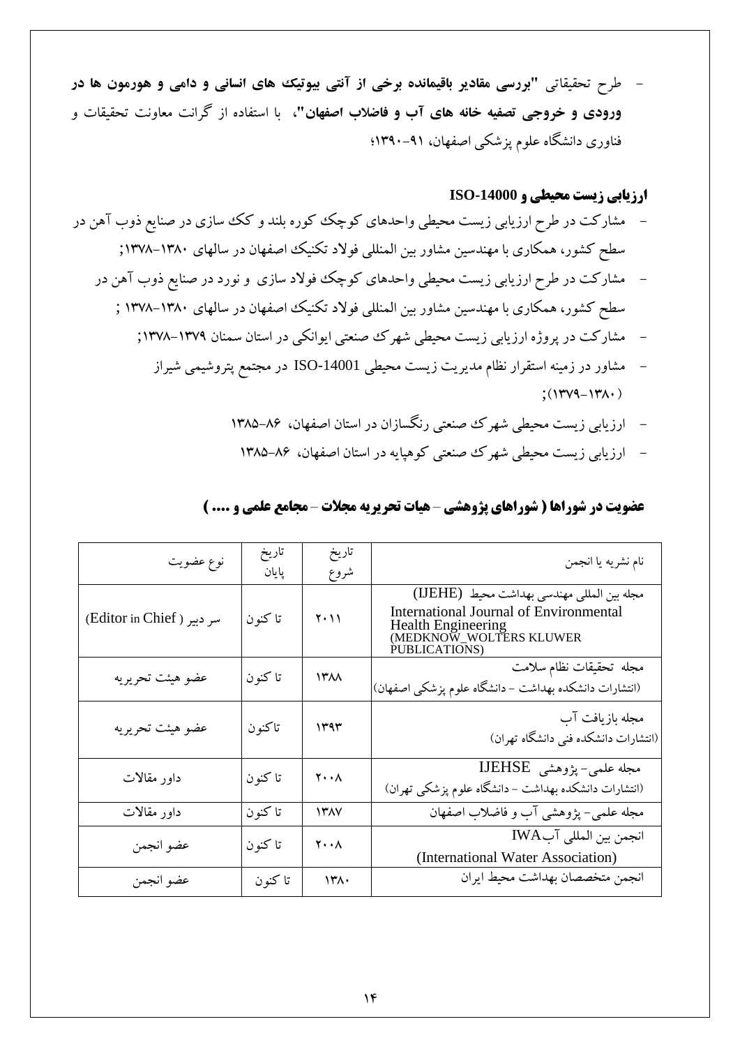- طرح تحقیقاتی **"بررسی مقادیر باقیمانده برخی از آنتی بیوتیک های انسانی و دامی و هورمون ها در ورودی و خروجی تصفیه خانه های آب و فاضلاب اصفهان"**، با استفاده از گرانت معاونت تحقیقات و فناوری دانشگاه علوم پزشکی اصفهان، ۹۱-۱۳۹۰؛

## ارزیابی زیست محیطی و ISO-14000

- مشارکت در طرح ارزیابی زیست محیطی واحدهای کوچک کوره بلند و کک سازی در صنایع ذوب آهن در سطح کشور، همکاری با مهندسین مشاور بین المللی فولاد تکنیک اصفهان در سالهای ۱۳۸۰-۱۳۷۸;
- مشارکت در طرح ارزیابی زیست محیطی واحدهای کوچک فولاد سازی و نورد در صنایع ذوب آهن در سطح کشور، همکاری با مهندسین مشاور بین المللی فولاد تکنیک اصفهان در سالهای ۱۳۸۰-۱۳۷۸ ;
- مشارکت در پروژه ارزیابی زیست محیطی شهرک صنعتی ایوانکی در استان سمنان ۱۳۷۹-۱۳۷۸;
- مشاور در زمینه استقرار نظام مدیریت زیست محیطی ISO-14001 در مجتمع پتروشیمی شیراز (۱۳۸۰-۱۳۷۹);
- ارزیابی زیست محیطی شهرک صنعتی رنگسازان در استان اصفهان، ۸۶-۱۳۸۵
- ارزیابی زیست محیطی شهرک صنعتی کوهپایه در استان اصفهان، ۸۶-۱۳۸۵

## عضویت در شوراها ( شوراهای پژوهشی - هیات تحریریه مجلات - مجامع علمی و .... )

| نام نشریه یا انجمن | تاریخ شروع | تاریخ پایان | نوع عضویت |
|---|---|---|---|
| مجله بین المللی مهندسی بهداشت محیط (IJEHE) International Journal of Environmental Health Engineering (MEDKNOW_WOLTERS KLUWER PUBLICATIONS) | ۲۰۱۱ | تا کنون | سر دبیر ( Editor in Chief) |
| مجله تحقیقات نظام سلامت (انتشارات دانشکده بهداشت - دانشگاه علوم پزشکی اصفهان) | ۱۳۸۸ | تا کنون | عضو هیئت تحریریه |
| مجله بازیافت آب (انتشارات دانشکده فنی دانشگاه تهران) | ۱۳۹۳ | تاکنون | عضو هیئت تحریریه |
| مجله علمی- پژوهشی IJEHSE (انتشارات دانشکده بهداشت - دانشگاه علوم پزشکی تهران) | ۲۰۰۸ | تا کنون | داور مقالات |
| مجله علمی- پژوهشی آب و فاضلاب اصفهان | ۱۳۸۷ | تا کنون | داور مقالات |
| انجمن بین المللی آب IWA (International Water Association) | ۲۰۰۸ | تا کنون | عضو انجمن |
| انجمن متخصصان بهداشت محیط ایران | ۱۳۸۰ | تا کنون | عضو انجمن |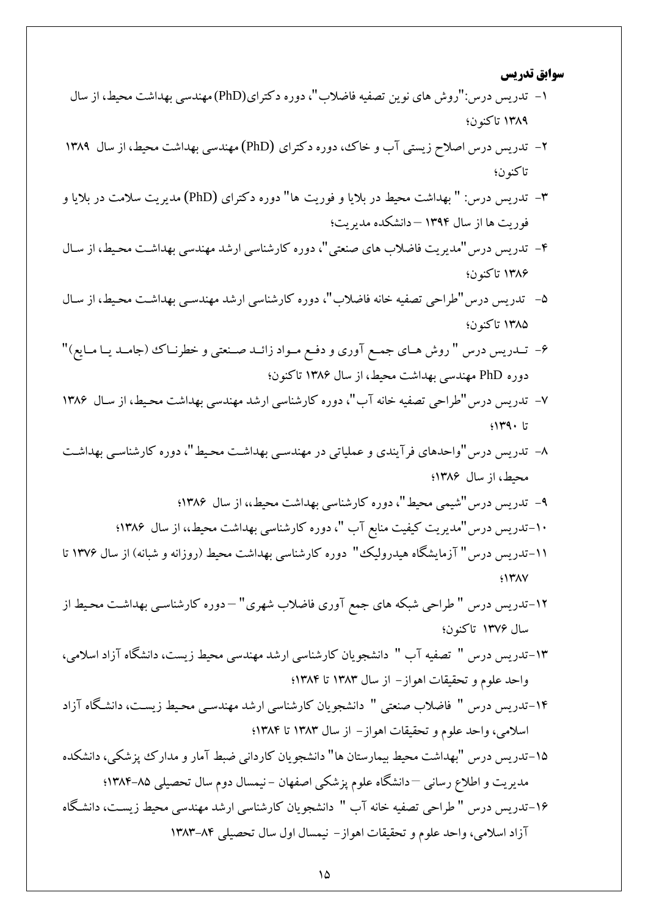**سوابق تدریس**

۱- تدریس درس:"روش های نوین تصفیه فاضلاب"، دوره دکترای(PhD) مهندسی بهداشت محیط، از سال ۱۳۸۹ تاکنون؛

۲- تدریس درس اصلاح زیستی آب و خاک، دوره دکترای (PhD) مهندسی بهداشت محیط، از سال ۱۳۸۹ تاکنون؛

۳- تدریس درس: " بهداشت محیط در بلایا و فوریت ها" دوره دکترای (PhD) مدیریت سلامت در بلایا و فوریت ها از سال ۱۳۹۴ – دانشکده مدیریت؛

۴- تدریس درس"مدیریت فاضلاب های صنعتی"، دوره کارشناسی ارشد مهندسی بهداشت محیط، از سال ۱۳۸۶ تاکنون؛

۵- تدریس درس"طراحی تصفیه خانه فاضلاب"، دوره کارشناسی ارشد مهندسی بهداشت محیط، از سال ۱۳۸۵ تاکنون؛

۶- تدریس درس " روش های جمع آوری و دفع مواد زائد صنعتی و خطرناک (جامد یا مایع)" دوره PhD مهندسی بهداشت محیط، از سال ۱۳۸۶ تاکنون؛

۷- تدریس درس"طراحی تصفیه خانه آب"، دوره کارشناسی ارشد مهندسی بهداشت محیط، از سال ۱۳۸۶ تا ۱۳۹۰؛

۸- تدریس درس"واحدهای فرآیندی و عملیاتی در مهندسی بهداشت محیط"، دوره کارشناسی بهداشت محیط، از سال ۱۳۸۶؛

۹- تدریس درس"شیمی محیط"، دوره کارشناسی بهداشت محیط،، از سال ۱۳۸۶؛

۱۰-تدریس درس"مدیریت کیفیت منابع آب "، دوره کارشناسی بهداشت محیط،، از سال ۱۳۸۶؛

۱۱-تدریس درس" آزمایشگاه هیدرولیک" دوره کارشناسی بهداشت محیط (روزانه و شبانه) از سال ۱۳۷۶ تا ۱۳۸۷؛

۱۲-تدریس درس " طراحی شبکه های جمع آوری فاضلاب شهری" – دوره کارشناسی بهداشت محیط از سال ۱۳۷۶ تاکنون؛

۱۳-تدریس درس " تصفیه آب " دانشجویان کارشناسی ارشد مهندسی محیط زیست، دانشگاه آزاد اسلامی، واحد علوم و تحقیقات اهواز- از سال ۱۳۸۳ تا ۱۳۸۴؛

۱۴-تدریس درس " فاضلاب صنعتی " دانشجویان کارشناسی ارشد مهندسی محیط زیست، دانشگاه آزاد اسلامی، واحد علوم و تحقیقات اهواز- از سال ۱۳۸۳ تا ۱۳۸۴؛

۱۵-تدریس درس "بهداشت محیط بیمارستان ها" دانشجویان کاردانی ضبط آمار و مدارک پزشکی، دانشکده مدیریت و اطلاع رسانی –دانشگاه علوم پزشکی اصفهان -نیمسال دوم سال تحصیلی ۸۵-۱۳۸۴؛

۱۶-تدریس درس " طراحی تصفیه خانه آب " دانشجویان کارشناسی ارشد مهندسی محیط زیست، دانشگاه آزاد اسلامی، واحد علوم و تحقیقات اهواز- نیمسال اول سال تحصیلی ۸۴-۱۳۸۳